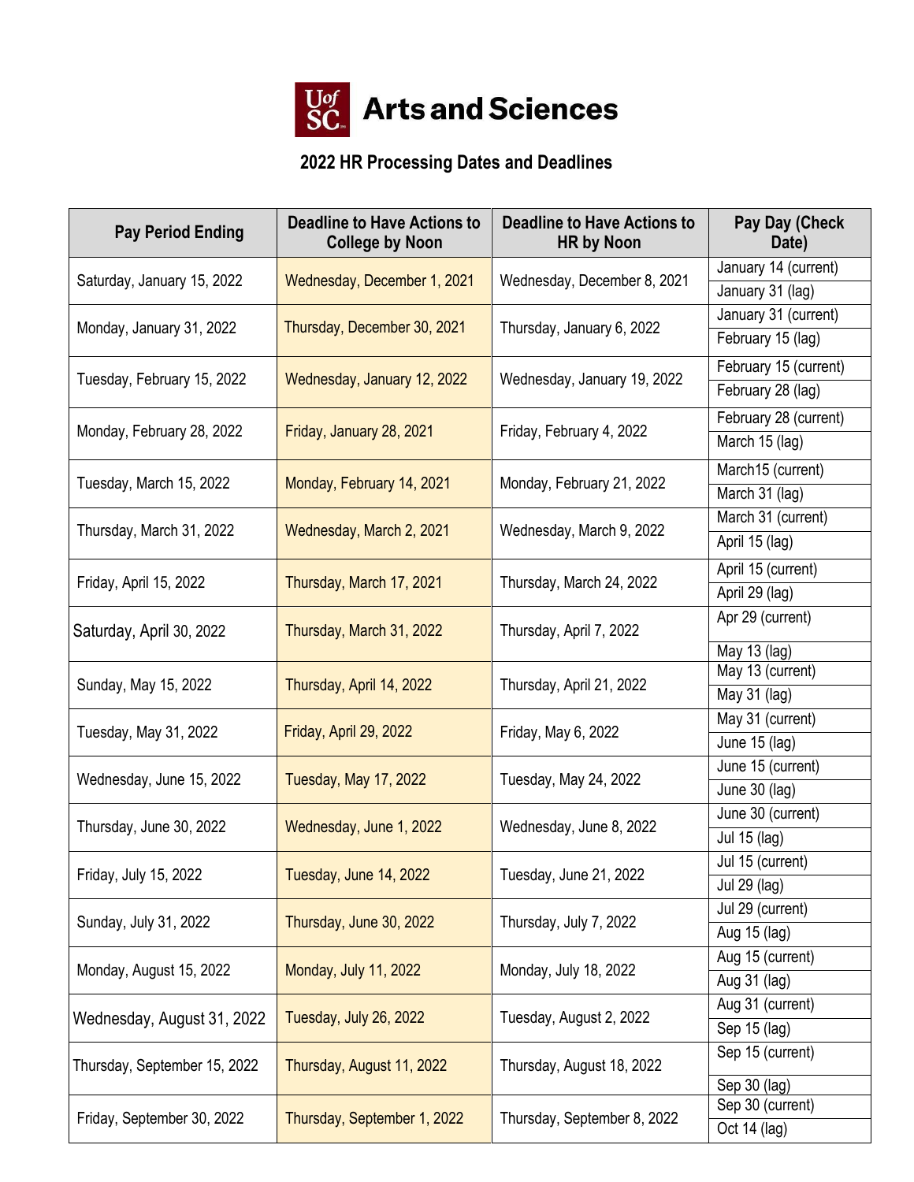# Arts and Sciences

## 2022 HR Processing Dates and Deadlines

| Pay Period Ending | Deadline to Have Actions to College by Noon | Deadline to Have Actions to HR by Noon | Pay Day (Check Date) |
|---|---|---|---|
| Saturday, January 15, 2022 | Wednesday, December 1, 2021 | Wednesday, December 8, 2021 | January 14 (current)<br>January 31 (lag) |
| Monday, January 31, 2022 | Thursday, December 30, 2021 | Thursday, January 6, 2022 | January 31 (current)<br>February 15 (lag) |
| Tuesday, February 15, 2022 | Wednesday, January 12, 2022 | Wednesday, January 19, 2022 | February 15 (current)<br>February 28 (lag) |
| Monday, February 28, 2022 | Friday, January 28, 2021 | Friday, February 4, 2022 | February 28 (current)<br>March 15 (lag) |
| Tuesday, March 15, 2022 | Monday, February 14, 2021 | Monday, February 21, 2022 | March15 (current)<br>March 31 (lag) |
| Thursday, March 31, 2022 | Wednesday, March 2, 2021 | Wednesday, March 9, 2022 | March 31 (current)<br>April 15 (lag) |
| Friday, April 15, 2022 | Thursday, March 17, 2021 | Thursday, March 24, 2022 | April 15 (current)<br>April 29 (lag) |
| Saturday, April 30, 2022 | Thursday, March 31, 2022 | Thursday, April 7, 2022 | Apr 29 (current)<br>May 13 (lag) |
| Sunday, May 15, 2022 | Thursday, April 14, 2022 | Thursday, April 21, 2022 | May 13 (current)<br>May 31 (lag) |
| Tuesday, May 31, 2022 | Friday, April 29, 2022 | Friday, May 6, 2022 | May 31 (current)<br>June 15 (lag) |
| Wednesday, June 15, 2022 | Tuesday, May 17, 2022 | Tuesday, May 24, 2022 | June 15 (current)<br>June 30 (lag) |
| Thursday, June 30, 2022 | Wednesday, June 1, 2022 | Wednesday, June 8, 2022 | June 30 (current)<br>Jul 15 (lag) |
| Friday, July 15, 2022 | Tuesday, June 14, 2022 | Tuesday, June 21, 2022 | Jul 15 (current)<br>Jul 29 (lag) |
| Sunday, July 31, 2022 | Thursday, June 30, 2022 | Thursday, July 7, 2022 | Jul 29 (current)<br>Aug 15 (lag) |
| Monday, August 15, 2022 | Monday, July 11, 2022 | Monday, July 18, 2022 | Aug 15 (current)<br>Aug 31 (lag) |
| Wednesday, August 31, 2022 | Tuesday, July 26, 2022 | Tuesday, August 2, 2022 | Aug 31 (current)<br>Sep 15 (lag) |
| Thursday, September 15, 2022 | Thursday, August 11, 2022 | Thursday, August 18, 2022 | Sep 15 (current)<br>Sep 30 (lag) |
| Friday, September 30, 2022 | Thursday, September 1, 2022 | Thursday, September 8, 2022 | Sep 30 (current)<br>Oct 14 (lag) |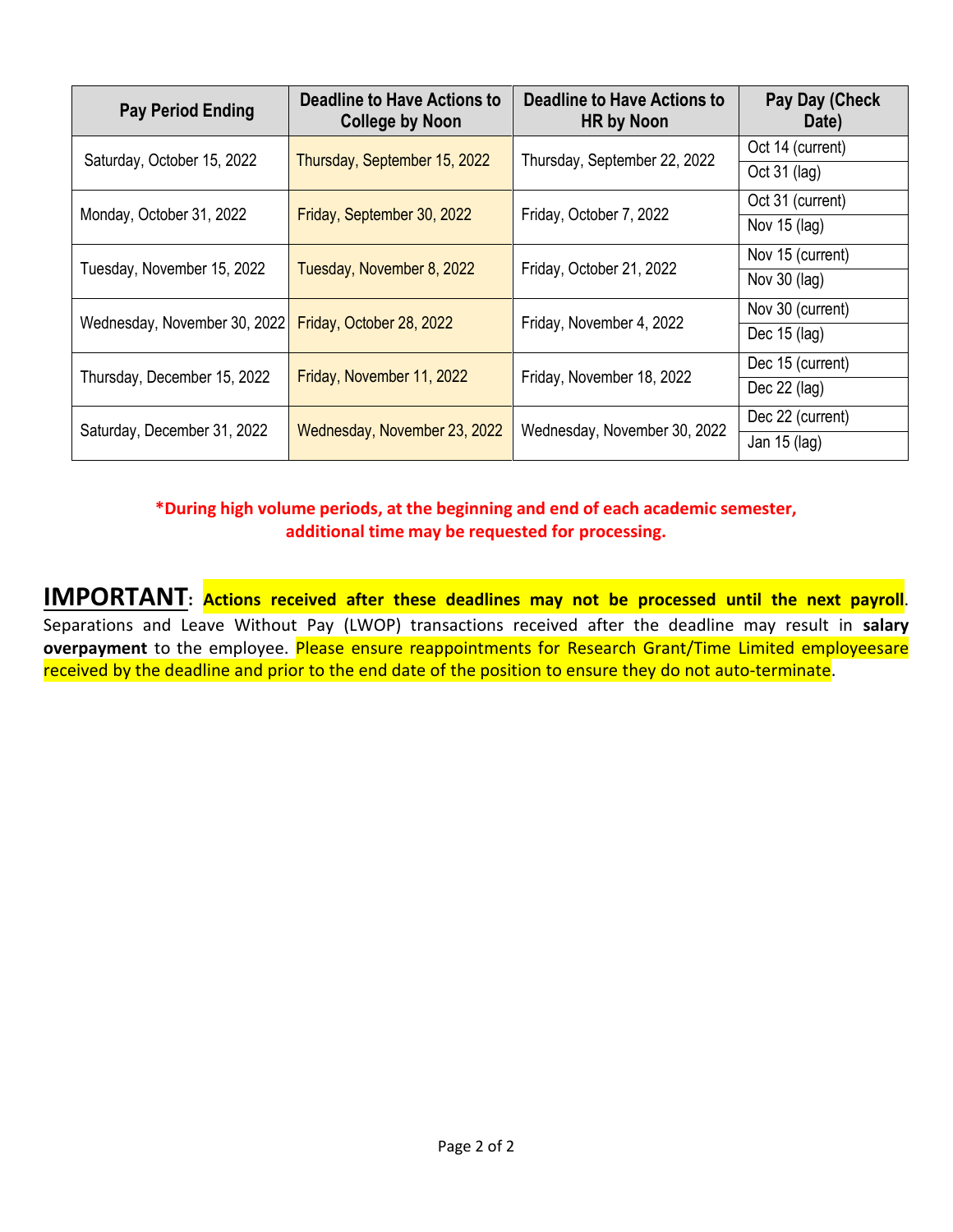| Pay Period Ending | Deadline to Have Actions to College by Noon | Deadline to Have Actions to HR by Noon | Pay Day (Check Date) |
|---|---|---|---|
| Saturday, October 15, 2022 | Thursday, September 15, 2022 | Thursday, September 22, 2022 | Oct 14 (current) |
| | | | Oct 31 (lag) |
| Monday, October 31, 2022 | Friday, September 30, 2022 | Friday, October 7, 2022 | Oct 31 (current) |
| | | | Nov 15 (lag) |
| Tuesday, November 15, 2022 | Tuesday, November 8, 2022 | Friday, October 21, 2022 | Nov 15 (current) |
| | | | Nov 30 (lag) |
| Wednesday, November 30, 2022 | Friday, October 28, 2022 | Friday, November 4, 2022 | Nov 30 (current) |
| | | | Dec 15 (lag) |
| Thursday, December 15, 2022 | Friday, November 11, 2022 | Friday, November 18, 2022 | Dec 15 (current) |
| | | | Dec 22 (lag) |
| Saturday, December 31, 2022 | Wednesday, November 23, 2022 | Wednesday, November 30, 2022 | Dec 22 (current) |
| | | | Jan 15 (lag) |

**\*During high volume periods, at the beginning and end of each academic semester, additional time may be requested for processing.**

**IMPORTANT**: **Actions received after these deadlines may not be processed until the next payroll**. Separations and Leave Without Pay (LWOP) transactions received after the deadline may result in **salary overpayment** to the employee. Please ensure reappointments for Research Grant/Time Limited employeesare received by the deadline and prior to the end date of the position to ensure they do not auto-terminate.